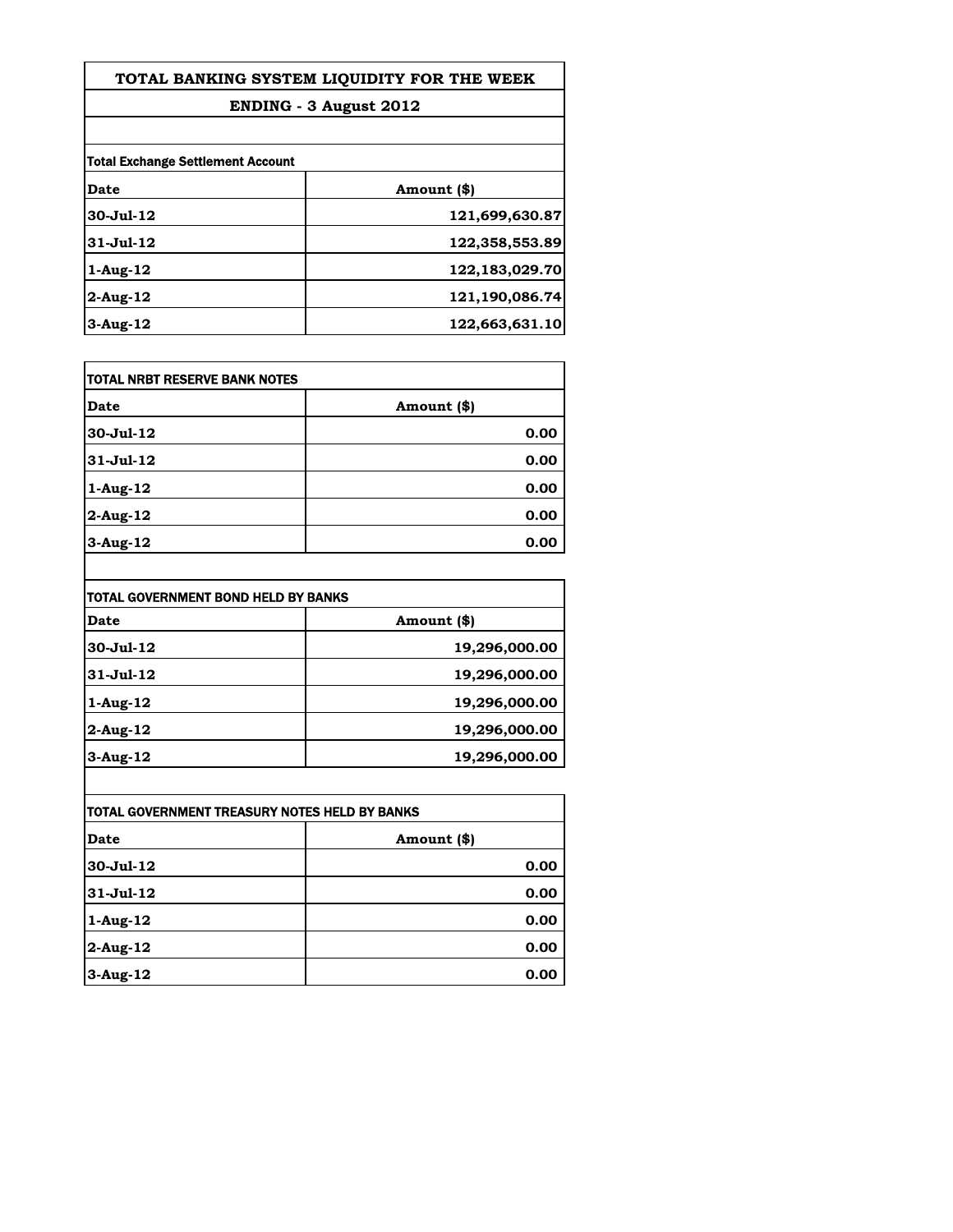# TOTAL BANKING SYSTEM LIQUIDITY FOR THE WEEK

## ENDING - 3 August 2012

**Total Exchange Settlement Account**

| Date | Amount ($) |
|---|---|
| 30-Jul-12 | 121,699,630.87 |
| 31-Jul-12 | 122,358,553.89 |
| 1-Aug-12 | 122,183,029.70 |
| 2-Aug-12 | 121,190,086.74 |
| 3-Aug-12 | 122,663,631.10 |

**TOTAL NRBT RESERVE BANK NOTES**

| Date | Amount ($) |
|---|---|
| 30-Jul-12 | 0.00 |
| 31-Jul-12 | 0.00 |
| 1-Aug-12 | 0.00 |
| 2-Aug-12 | 0.00 |
| 3-Aug-12 | 0.00 |

**TOTAL GOVERNMENT BOND HELD BY BANKS**

| Date | Amount ($) |
|---|---|
| 30-Jul-12 | 19,296,000.00 |
| 31-Jul-12 | 19,296,000.00 |
| 1-Aug-12 | 19,296,000.00 |
| 2-Aug-12 | 19,296,000.00 |
| 3-Aug-12 | 19,296,000.00 |

**TOTAL GOVERNMENT TREASURY NOTES HELD BY BANKS**

| Date | Amount ($) |
|---|---|
| 30-Jul-12 | 0.00 |
| 31-Jul-12 | 0.00 |
| 1-Aug-12 | 0.00 |
| 2-Aug-12 | 0.00 |
| 3-Aug-12 | 0.00 |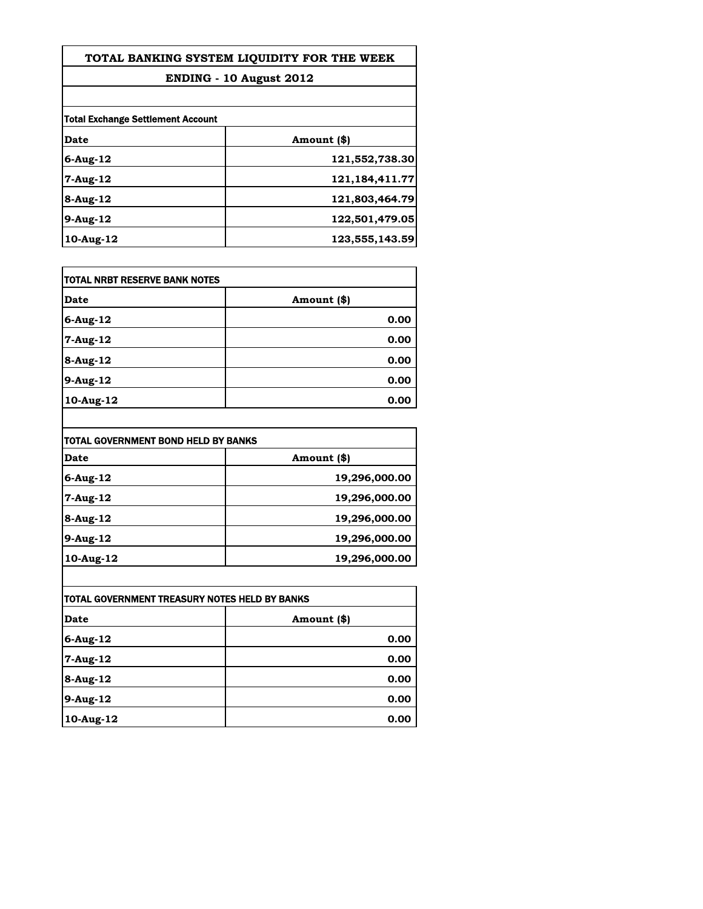# TOTAL BANKING SYSTEM LIQUIDITY FOR THE WEEK

## ENDING - 10 August 2012

**Total Exchange Settlement Account**

| Date | Amount ($) |
|---|---|
| 6-Aug-12 | 121,552,738.30 |
| 7-Aug-12 | 121,184,411.77 |
| 8-Aug-12 | 121,803,464.79 |
| 9-Aug-12 | 122,501,479.05 |
| 10-Aug-12 | 123,555,143.59 |

**TOTAL NRBT RESERVE BANK NOTES**

| Date | Amount ($) |
|---|---|
| 6-Aug-12 | 0.00 |
| 7-Aug-12 | 0.00 |
| 8-Aug-12 | 0.00 |
| 9-Aug-12 | 0.00 |
| 10-Aug-12 | 0.00 |

**TOTAL GOVERNMENT BOND HELD BY BANKS**

| Date | Amount ($) |
|---|---|
| 6-Aug-12 | 19,296,000.00 |
| 7-Aug-12 | 19,296,000.00 |
| 8-Aug-12 | 19,296,000.00 |
| 9-Aug-12 | 19,296,000.00 |
| 10-Aug-12 | 19,296,000.00 |

**TOTAL GOVERNMENT TREASURY NOTES HELD BY BANKS**

| Date | Amount ($) |
|---|---|
| 6-Aug-12 | 0.00 |
| 7-Aug-12 | 0.00 |
| 8-Aug-12 | 0.00 |
| 9-Aug-12 | 0.00 |
| 10-Aug-12 | 0.00 |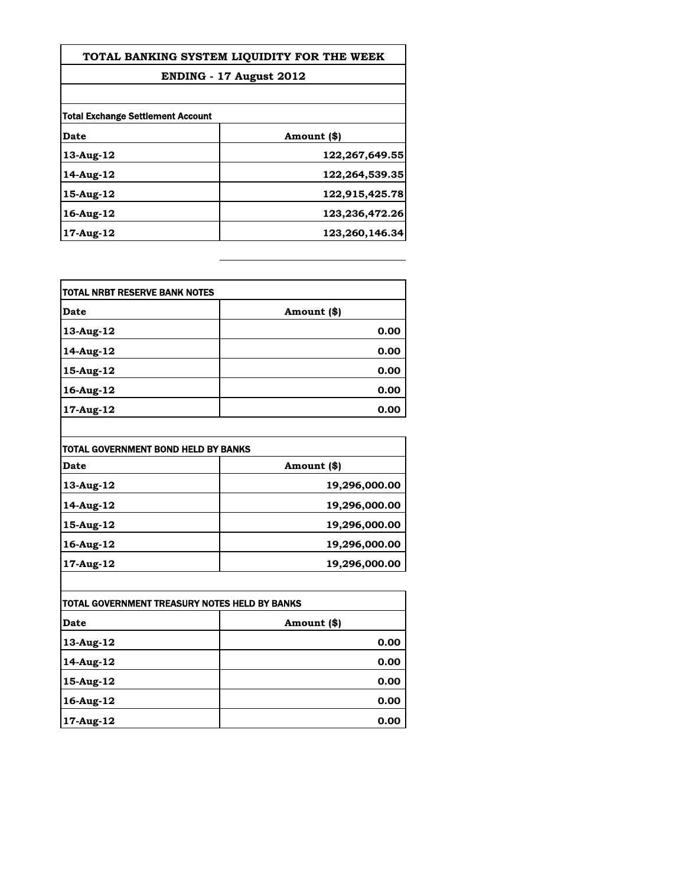# TOTAL BANKING SYSTEM LIQUIDITY FOR THE WEEK

## ENDING - 17 August 2012

**Total Exchange Settlement Account**

| Date | Amount ($) |
|---|---:|
| 13-Aug-12 | 122,267,649.55 |
| 14-Aug-12 | 122,264,539.35 |
| 15-Aug-12 | 122,915,425.78 |
| 16-Aug-12 | 123,236,472.26 |
| 17-Aug-12 | 123,260,146.34 |

**TOTAL NRBT RESERVE BANK NOTES**

| Date | Amount ($) |
|---|---:|
| 13-Aug-12 | 0.00 |
| 14-Aug-12 | 0.00 |
| 15-Aug-12 | 0.00 |
| 16-Aug-12 | 0.00 |
| 17-Aug-12 | 0.00 |

**TOTAL GOVERNMENT BOND HELD BY BANKS**

| Date | Amount ($) |
|---|---:|
| 13-Aug-12 | 19,296,000.00 |
| 14-Aug-12 | 19,296,000.00 |
| 15-Aug-12 | 19,296,000.00 |
| 16-Aug-12 | 19,296,000.00 |
| 17-Aug-12 | 19,296,000.00 |

**TOTAL GOVERNMENT TREASURY NOTES HELD BY BANKS**

| Date | Amount ($) |
|---|---:|
| 13-Aug-12 | 0.00 |
| 14-Aug-12 | 0.00 |
| 15-Aug-12 | 0.00 |
| 16-Aug-12 | 0.00 |
| 17-Aug-12 | 0.00 |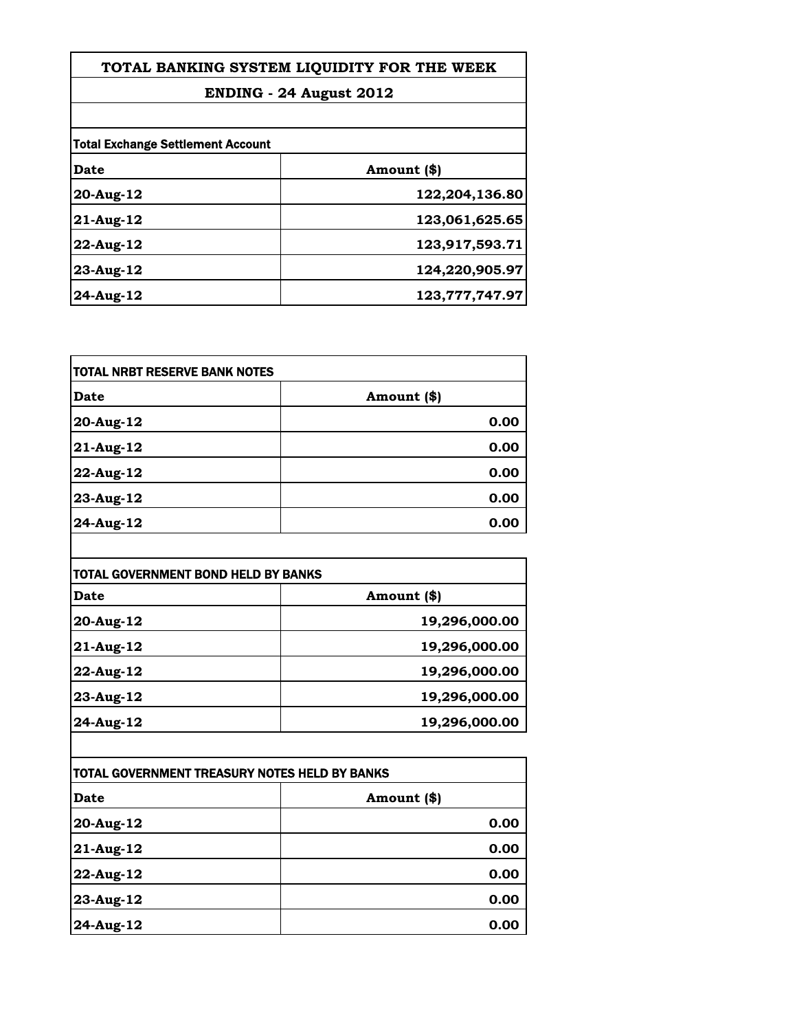# TOTAL BANKING SYSTEM LIQUIDITY FOR THE WEEK

## ENDING - 24 August 2012

**Total Exchange Settlement Account**

| Date | Amount ($) |
|---|---|
| 20-Aug-12 | 122,204,136.80 |
| 21-Aug-12 | 123,061,625.65 |
| 22-Aug-12 | 123,917,593.71 |
| 23-Aug-12 | 124,220,905.97 |
| 24-Aug-12 | 123,777,747.97 |

**TOTAL NRBT RESERVE BANK NOTES**

| Date | Amount ($) |
|---|---|
| 20-Aug-12 | 0.00 |
| 21-Aug-12 | 0.00 |
| 22-Aug-12 | 0.00 |
| 23-Aug-12 | 0.00 |
| 24-Aug-12 | 0.00 |

**TOTAL GOVERNMENT BOND HELD BY BANKS**

| Date | Amount ($) |
|---|---|
| 20-Aug-12 | 19,296,000.00 |
| 21-Aug-12 | 19,296,000.00 |
| 22-Aug-12 | 19,296,000.00 |
| 23-Aug-12 | 19,296,000.00 |
| 24-Aug-12 | 19,296,000.00 |

**TOTAL GOVERNMENT TREASURY NOTES HELD BY BANKS**

| Date | Amount ($) |
|---|---|
| 20-Aug-12 | 0.00 |
| 21-Aug-12 | 0.00 |
| 22-Aug-12 | 0.00 |
| 23-Aug-12 | 0.00 |
| 24-Aug-12 | 0.00 |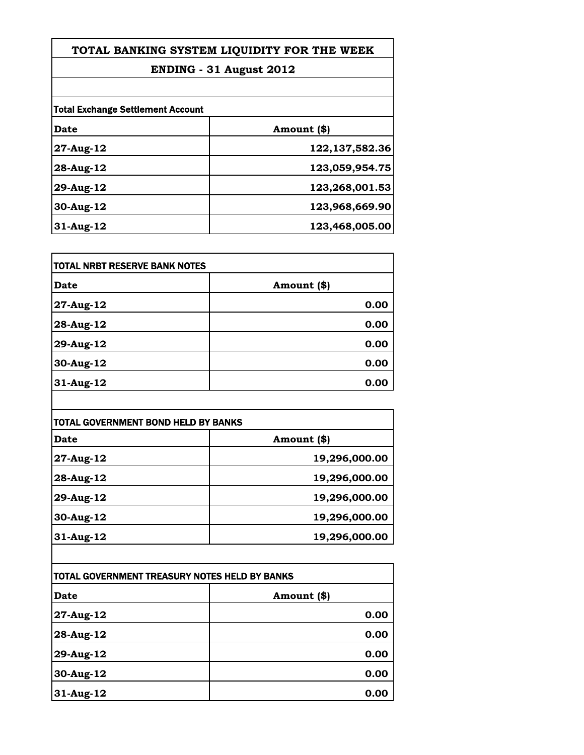# TOTAL BANKING SYSTEM LIQUIDITY FOR THE WEEK

## ENDING - 31 August 2012

**Total Exchange Settlement Account**

| Date | Amount ($) |
| --- | --- |
| 27-Aug-12 | 122,137,582.36 |
| 28-Aug-12 | 123,059,954.75 |
| 29-Aug-12 | 123,268,001.53 |
| 30-Aug-12 | 123,968,669.90 |
| 31-Aug-12 | 123,468,005.00 |

**TOTAL NRBT RESERVE BANK NOTES**

| Date | Amount ($) |
| --- | --- |
| 27-Aug-12 | 0.00 |
| 28-Aug-12 | 0.00 |
| 29-Aug-12 | 0.00 |
| 30-Aug-12 | 0.00 |
| 31-Aug-12 | 0.00 |

**TOTAL GOVERNMENT BOND HELD BY BANKS**

| Date | Amount ($) |
| --- | --- |
| 27-Aug-12 | 19,296,000.00 |
| 28-Aug-12 | 19,296,000.00 |
| 29-Aug-12 | 19,296,000.00 |
| 30-Aug-12 | 19,296,000.00 |
| 31-Aug-12 | 19,296,000.00 |

**TOTAL GOVERNMENT TREASURY NOTES HELD BY BANKS**

| Date | Amount ($) |
| --- | --- |
| 27-Aug-12 | 0.00 |
| 28-Aug-12 | 0.00 |
| 29-Aug-12 | 0.00 |
| 30-Aug-12 | 0.00 |
| 31-Aug-12 | 0.00 |